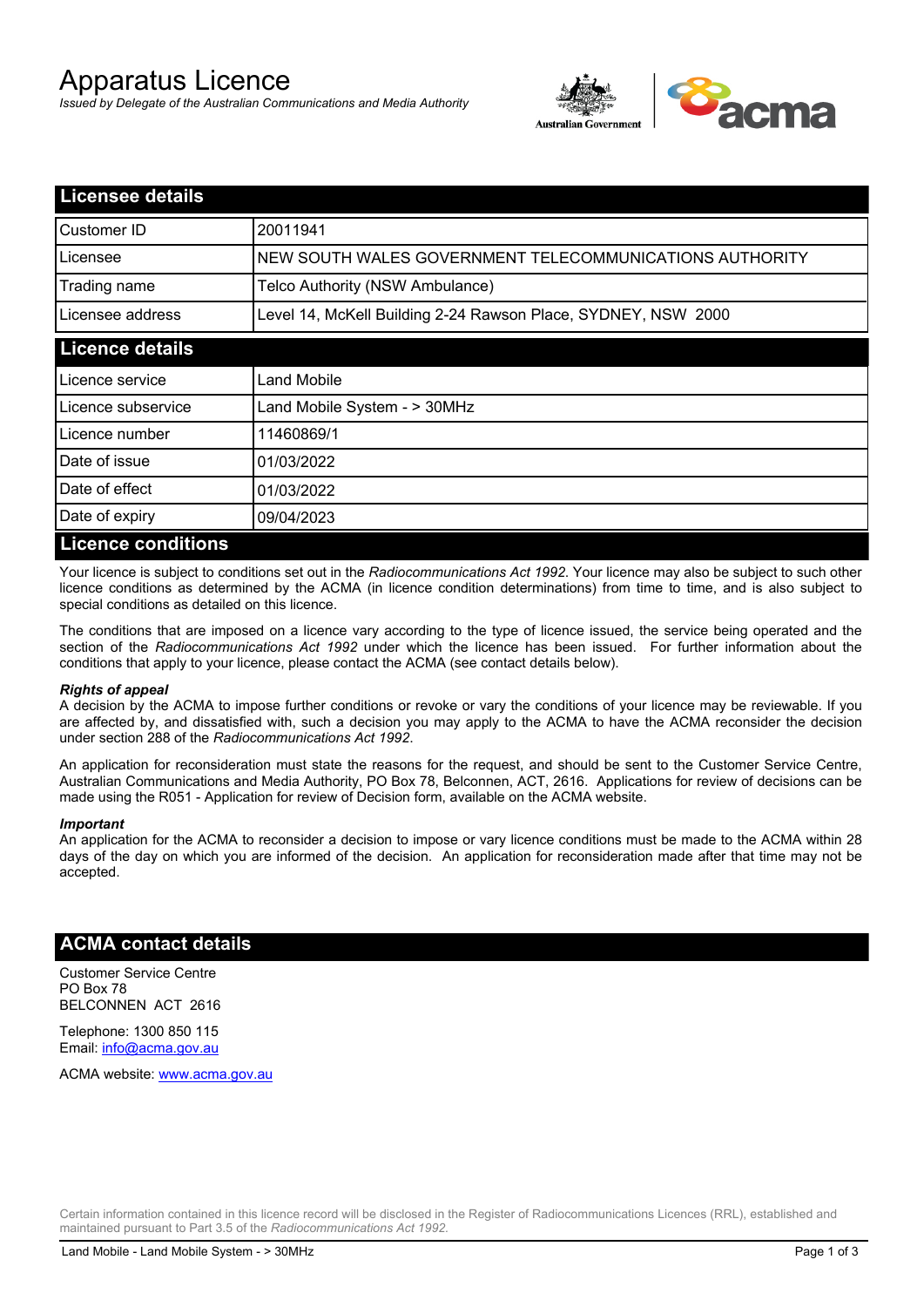# Apparatus Licence

*Issued by Delegate of the Australian Communications and Media Authority*

## Licensee details

| | |
|---|---|
| Customer ID | 20011941 |
| Licensee | NEW SOUTH WALES GOVERNMENT TELECOMMUNICATIONS AUTHORITY |
| Trading name | Telco Authority (NSW Ambulance) |
| Licensee address | Level 14, McKell Building 2-24 Rawson Place, SYDNEY, NSW 2000 |

## Licence details

| | |
|---|---|
| Licence service | Land Mobile |
| Licence subservice | Land Mobile System - > 30MHz |
| Licence number | 11460869/1 |
| Date of issue | 01/03/2022 |
| Date of effect | 01/03/2022 |
| Date of expiry | 09/04/2023 |

## Licence conditions

Your licence is subject to conditions set out in the *Radiocommunications Act 1992*. Your licence may also be subject to such other licence conditions as determined by the ACMA (in licence condition determinations) from time to time, and is also subject to special conditions as detailed on this licence.

The conditions that are imposed on a licence vary according to the type of licence issued, the service being operated and the section of the *Radiocommunications Act 1992* under which the licence has been issued. For further information about the conditions that apply to your licence, please contact the ACMA (see contact details below).

***Rights of appeal***

A decision by the ACMA to impose further conditions or revoke or vary the conditions of your licence may be reviewable. If you are affected by, and dissatisfied with, such a decision you may apply to the ACMA to have the ACMA reconsider the decision under section 288 of the *Radiocommunications Act 1992*.

An application for reconsideration must state the reasons for the request, and should be sent to the Customer Service Centre, Australian Communications and Media Authority, PO Box 78, Belconnen, ACT, 2616. Applications for review of decisions can be made using the R051 - Application for review of Decision form, available on the ACMA website.

***Important***

An application for the ACMA to reconsider a decision to impose or vary licence conditions must be made to the ACMA within 28 days of the day on which you are informed of the decision. An application for reconsideration made after that time may not be accepted.

## ACMA contact details

Customer Service Centre
PO Box 78
BELCONNEN ACT 2616

Telephone: 1300 850 115
Email: info@acma.gov.au

ACMA website: www.acma.gov.au

Certain information contained in this licence record will be disclosed in the Register of Radiocommunications Licences (RRL), established and maintained pursuant to Part 3.5 of the *Radiocommunications Act 1992*.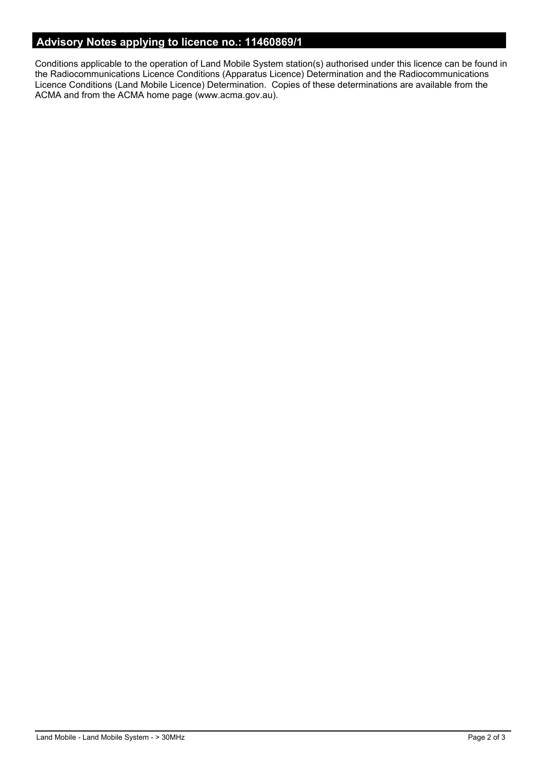## Advisory Notes applying to licence no.: 11460869/1

Conditions applicable to the operation of Land Mobile System station(s) authorised under this licence can be found in the Radiocommunications Licence Conditions (Apparatus Licence) Determination and the Radiocommunications Licence Conditions (Land Mobile Licence) Determination. Copies of these determinations are available from the ACMA and from the ACMA home page (www.acma.gov.au).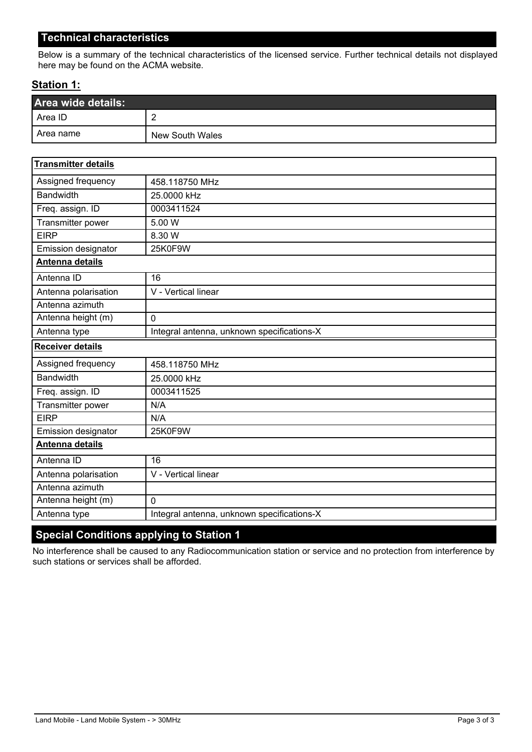## Technical characteristics

Below is a summary of the technical characteristics of the licensed service. Further technical details not displayed here may be found on the ACMA website.

### Station 1:

| Area wide details: | |
|---|---|
| Area ID | 2 |
| Area name | New South Wales |

| Transmitter details | |
|---|---|
| Assigned frequency | 458.118750 MHz |
| Bandwidth | 25.0000 kHz |
| Freq. assign. ID | 0003411524 |
| Transmitter power | 5.00 W |
| EIRP | 8.30 W |
| Emission designator | 25K0F9W |
| **Antenna details** | |
| Antenna ID | 16 |
| Antenna polarisation | V - Vertical linear |
| Antenna azimuth | |
| Antenna height (m) | 0 |
| Antenna type | Integral antenna, unknown specifications-X |

| Receiver details | |
|---|---|
| Assigned frequency | 458.118750 MHz |
| Bandwidth | 25.0000 kHz |
| Freq. assign. ID | 0003411525 |
| Transmitter power | N/A |
| EIRP | N/A |
| Emission designator | 25K0F9W |
| **Antenna details** | |
| Antenna ID | 16 |
| Antenna polarisation | V - Vertical linear |
| Antenna azimuth | |
| Antenna height (m) | 0 |
| Antenna type | Integral antenna, unknown specifications-X |

## Special Conditions applying to Station 1

No interference shall be caused to any Radiocommunication station or service and no protection from interference by such stations or services shall be afforded.